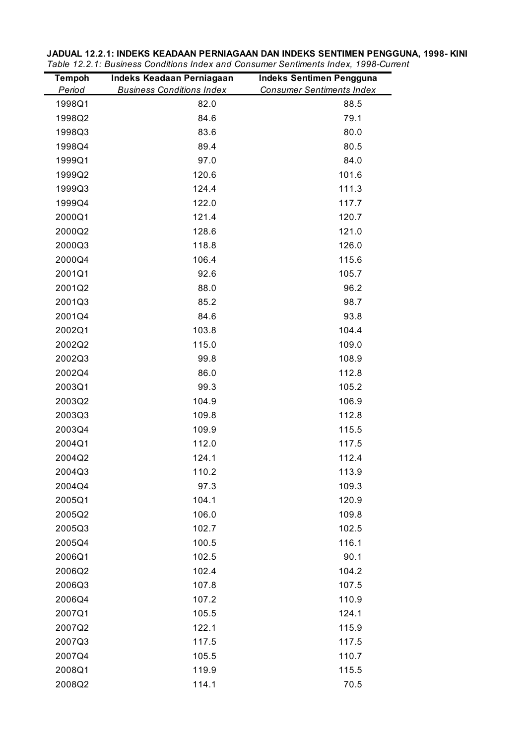**JADUAL 12.2.1: INDEKS KEADAAN PERNIAGAAN DAN INDEKS SENTIMEN PENGGUNA, 1998- KINI**

*Table 12.2.1: Business Conditions Index and Consumer Sentiments Index, 1998-Current*

| **Tempoh** *Period* | **Indeks Keadaan Perniagaan** *Business Conditions Index* | **Indeks Sentimen Pengguna** *Consumer Sentiments Index* |
|---|---|---|
| 1998Q1 | 82.0 | 88.5 |
| 1998Q2 | 84.6 | 79.1 |
| 1998Q3 | 83.6 | 80.0 |
| 1998Q4 | 89.4 | 80.5 |
| 1999Q1 | 97.0 | 84.0 |
| 1999Q2 | 120.6 | 101.6 |
| 1999Q3 | 124.4 | 111.3 |
| 1999Q4 | 122.0 | 117.7 |
| 2000Q1 | 121.4 | 120.7 |
| 2000Q2 | 128.6 | 121.0 |
| 2000Q3 | 118.8 | 126.0 |
| 2000Q4 | 106.4 | 115.6 |
| 2001Q1 | 92.6 | 105.7 |
| 2001Q2 | 88.0 | 96.2 |
| 2001Q3 | 85.2 | 98.7 |
| 2001Q4 | 84.6 | 93.8 |
| 2002Q1 | 103.8 | 104.4 |
| 2002Q2 | 115.0 | 109.0 |
| 2002Q3 | 99.8 | 108.9 |
| 2002Q4 | 86.0 | 112.8 |
| 2003Q1 | 99.3 | 105.2 |
| 2003Q2 | 104.9 | 106.9 |
| 2003Q3 | 109.8 | 112.8 |
| 2003Q4 | 109.9 | 115.5 |
| 2004Q1 | 112.0 | 117.5 |
| 2004Q2 | 124.1 | 112.4 |
| 2004Q3 | 110.2 | 113.9 |
| 2004Q4 | 97.3 | 109.3 |
| 2005Q1 | 104.1 | 120.9 |
| 2005Q2 | 106.0 | 109.8 |
| 2005Q3 | 102.7 | 102.5 |
| 2005Q4 | 100.5 | 116.1 |
| 2006Q1 | 102.5 | 90.1 |
| 2006Q2 | 102.4 | 104.2 |
| 2006Q3 | 107.8 | 107.5 |
| 2006Q4 | 107.2 | 110.9 |
| 2007Q1 | 105.5 | 124.1 |
| 2007Q2 | 122.1 | 115.9 |
| 2007Q3 | 117.5 | 117.5 |
| 2007Q4 | 105.5 | 110.7 |
| 2008Q1 | 119.9 | 115.5 |
| 2008Q2 | 114.1 | 70.5 |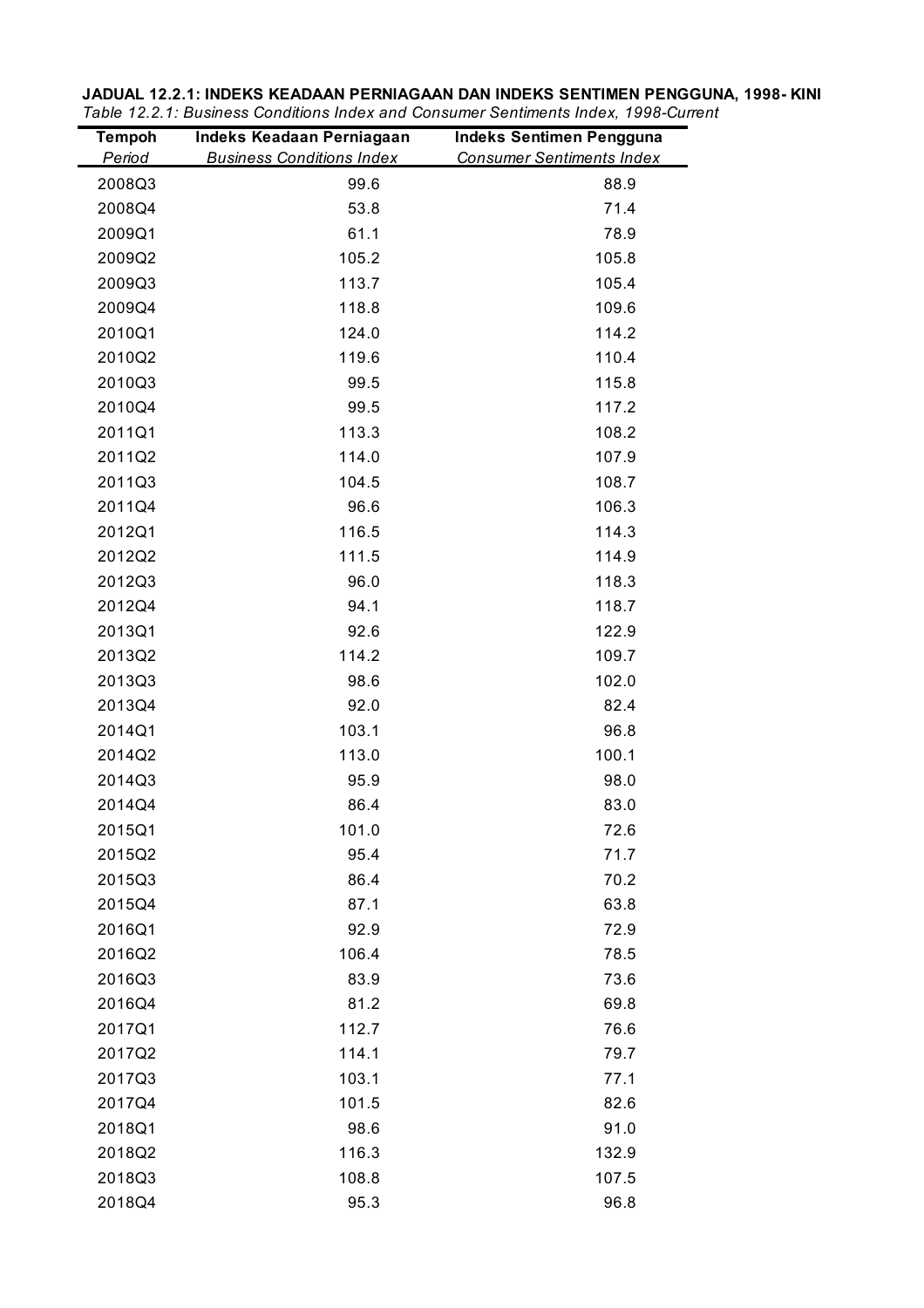**JADUAL 12.2.1: INDEKS KEADAAN PERNIAGAAN DAN INDEKS SENTIMEN PENGGUNA, 1998- KINI**

*Table 12.2.1: Business Conditions Index and Consumer Sentiments Index, 1998-Current*

| **Tempoh** *Period* | **Indeks Keadaan Perniagaan** *Business Conditions Index* | **Indeks Sentimen Pengguna** *Consumer Sentiments Index* |
|---|---|---|
| 2008Q3 | 99.6 | 88.9 |
| 2008Q4 | 53.8 | 71.4 |
| 2009Q1 | 61.1 | 78.9 |
| 2009Q2 | 105.2 | 105.8 |
| 2009Q3 | 113.7 | 105.4 |
| 2009Q4 | 118.8 | 109.6 |
| 2010Q1 | 124.0 | 114.2 |
| 2010Q2 | 119.6 | 110.4 |
| 2010Q3 | 99.5 | 115.8 |
| 2010Q4 | 99.5 | 117.2 |
| 2011Q1 | 113.3 | 108.2 |
| 2011Q2 | 114.0 | 107.9 |
| 2011Q3 | 104.5 | 108.7 |
| 2011Q4 | 96.6 | 106.3 |
| 2012Q1 | 116.5 | 114.3 |
| 2012Q2 | 111.5 | 114.9 |
| 2012Q3 | 96.0 | 118.3 |
| 2012Q4 | 94.1 | 118.7 |
| 2013Q1 | 92.6 | 122.9 |
| 2013Q2 | 114.2 | 109.7 |
| 2013Q3 | 98.6 | 102.0 |
| 2013Q4 | 92.0 | 82.4 |
| 2014Q1 | 103.1 | 96.8 |
| 2014Q2 | 113.0 | 100.1 |
| 2014Q3 | 95.9 | 98.0 |
| 2014Q4 | 86.4 | 83.0 |
| 2015Q1 | 101.0 | 72.6 |
| 2015Q2 | 95.4 | 71.7 |
| 2015Q3 | 86.4 | 70.2 |
| 2015Q4 | 87.1 | 63.8 |
| 2016Q1 | 92.9 | 72.9 |
| 2016Q2 | 106.4 | 78.5 |
| 2016Q3 | 83.9 | 73.6 |
| 2016Q4 | 81.2 | 69.8 |
| 2017Q1 | 112.7 | 76.6 |
| 2017Q2 | 114.1 | 79.7 |
| 2017Q3 | 103.1 | 77.1 |
| 2017Q4 | 101.5 | 82.6 |
| 2018Q1 | 98.6 | 91.0 |
| 2018Q2 | 116.3 | 132.9 |
| 2018Q3 | 108.8 | 107.5 |
| 2018Q4 | 95.3 | 96.8 |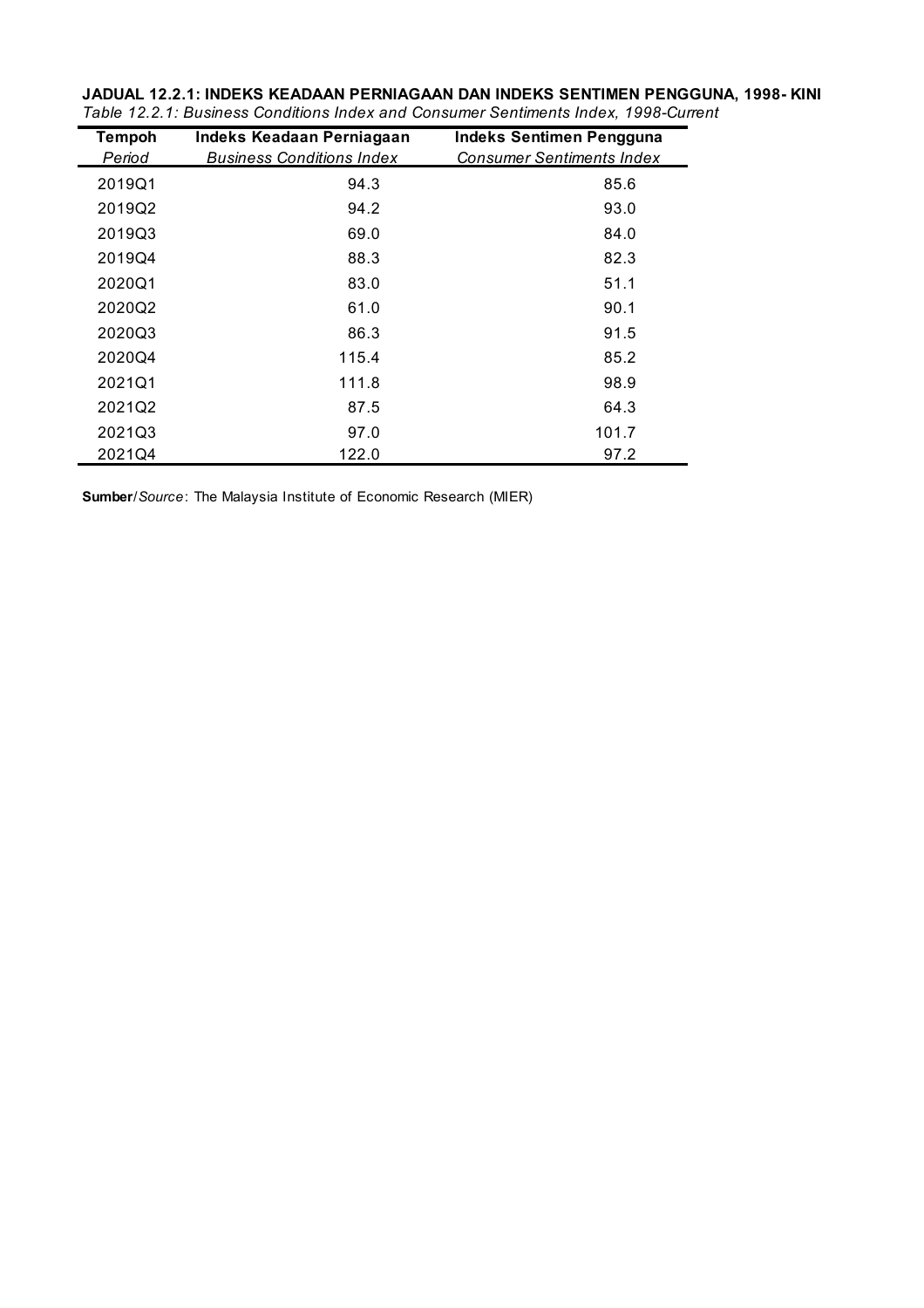**JADUAL 12.2.1: INDEKS KEADAAN PERNIAGAAN DAN INDEKS SENTIMEN PENGGUNA, 1998- KINI**

*Table 12.2.1: Business Conditions Index and Consumer Sentiments Index, 1998-Current*

| **Tempoh** *Period* | **Indeks Keadaan Perniagaan** *Business Conditions Index* | **Indeks Sentimen Pengguna** *Consumer Sentiments Index* |
|---|---|---|
| 2019Q1 | 94.3 | 85.6 |
| 2019Q2 | 94.2 | 93.0 |
| 2019Q3 | 69.0 | 84.0 |
| 2019Q4 | 88.3 | 82.3 |
| 2020Q1 | 83.0 | 51.1 |
| 2020Q2 | 61.0 | 90.1 |
| 2020Q3 | 86.3 | 91.5 |
| 2020Q4 | 115.4 | 85.2 |
| 2021Q1 | 111.8 | 98.9 |
| 2021Q2 | 87.5 | 64.3 |
| 2021Q3 | 97.0 | 101.7 |
| 2021Q4 | 122.0 | 97.2 |

**Sumber**/*Source*: The Malaysia Institute of Economic Research (MIER)